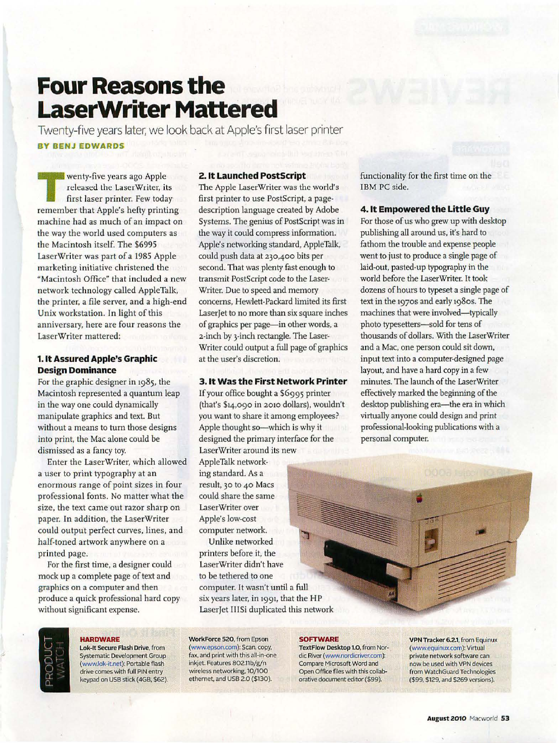# Four Reasons the LaserWriter Mattered

Twenty-five years later, we look back at Apple's first laser printer

**BY BENJ EDWARDS**

Twenty-five years ago Apple released the LaserWriter, its first laser printer. Few today remember that Apple's hefty printing machine had as much of an impact on the way the world used computers as the Macintosh itself. The $6995 LaserWriter was part of a 1985 Apple marketing initiative christened the "Macintosh Office" that included a new network technology called AppleTalk, the printer, a file server, and a high-end Unix workstation. In light of this anniversary, here are four reasons the LaserWriter mattered:

### 1. It Assured Apple's Graphic Design Dominance

For the graphic designer in 1985, the Macintosh represented a quantum leap in the way one could dynamically manipulate graphics and text. But without a means to turn those designs into print, the Mac alone could be dismissed as a fancy toy.

Enter the LaserWriter, which allowed a user to print typography at an enormous range of point sizes in four professional fonts. No matter what the size, the text came out razor sharp on paper. In addition, the LaserWriter could output perfect curves, lines, and half-toned artwork anywhere on a printed page.

For the first time, a designer could mock up a complete page of text and graphics on a computer and then produce a quick professional hard copy without significant expense.

### 2. It Launched PostScript

The Apple LaserWriter was the world's first printer to use PostScript, a page-description language created by Adobe Systems. The genius of PostScript was in the way it could compress information. Apple's networking standard, AppleTalk, could push data at 230,400 bits per second. That was plenty fast enough to transmit PostScript code to the LaserWriter. Due to speed and memory concerns, Hewlett-Packard limited its first LaserJet to no more than six square inches of graphics per page—in other words, a 2-inch by 3-inch rectangle. The LaserWriter could output a full page of graphics at the user's discretion.

### 3. It Was the First Network Printer

If your office bought a $6995 printer (that's $14,090 in 2010 dollars), wouldn't you want to share it among employees? Apple thought so—which is why it designed the primary interface for the LaserWriter around its new AppleTalk networking standard. As a result, 30 to 40 Macs could share the same LaserWriter over Apple's low-cost computer network.

Unlike networked printers before it, the LaserWriter didn't have to be tethered to one computer. It wasn't until a full six years later, in 1991, that the HP LaserJet IIISi duplicated this network functionality for the first time on the IBM PC side.

### 4. It Empowered the Little Guy

For those of us who grew up with desktop publishing all around us, it's hard to fathom the trouble and expense people went to just to produce a single page of laid-out, pasted-up typography in the world before the LaserWriter. It took dozens of hours to typeset a single page of text in the 1970s and early 1980s. The machines that were involved—typically photo typesetters—sold for tens of thousands of dollars. With the LaserWriter and a Mac, one person could sit down, input text into a computer-designed page layout, and have a hard copy in a few minutes. The launch of the LaserWriter effectively marked the beginning of the desktop publishing era—the era in which virtually anyone could design and print professional-looking publications with a personal computer.

---

## PRODUCT WATCH

**HARDWARE**

**Lok-It Secure Flash Drive**, from Systematic Development Group (www.lok-it.net): Portable flash drive comes with full PIN entry keypad on USB stick (4GB, $62).

**WorkForce 520**, from Epson (www.epson.com): Scan, copy, fax, and print with this all-in-one inkjet. Features 802.11b/g/n wireless networking, 10/100 ethernet, and USB 2.0 ($130).

**SOFTWARE**

**TextFlow Desktop 1.0**, from Nordic River (www.nordicriver.com): Compare Microsoft Word and Open Office files with this collaborative document editor ($99).

**VPN Tracker 6.2.1**, from Equinux (www.equinux.com): Virtual private network software can now be used with VPN devices from WatchGuard Technologies ($99, $129, and $269 versions).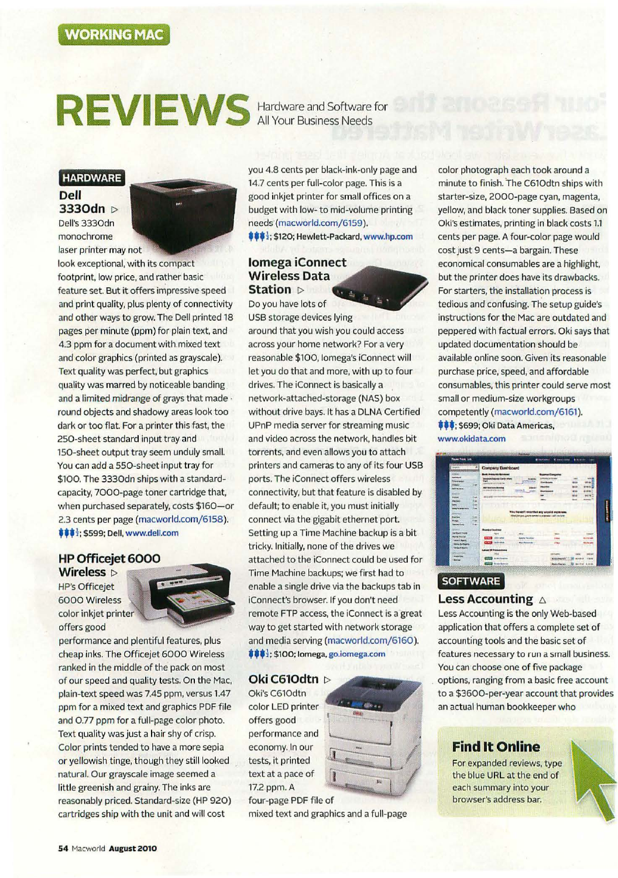WORKING MAC

# REVIEWS

Hardware and Software for All Your Business Needs

## HARDWARE

### Dell 3330dn ▷

Dell's 3330dn monochrome laser printer may not look exceptional, with its compact footprint, low price, and rather basic feature set. But it offers impressive speed and print quality, plus plenty of connectivity and other ways to grow. The Dell printed 18 pages per minute (ppm) for plain text, and 4.3 ppm for a document with mixed text and color graphics (printed as grayscale). Text quality was perfect, but graphics quality was marred by noticeable banding and a limited midrange of grays that made round objects and shadowy areas look too dark or too flat. For a printer this fast, the 250-sheet standard input tray and 150-sheet output tray seem unduly small. You can add a 550-sheet input tray for $100. The 3330dn ships with a standard-capacity, 7000-page toner cartridge that, when purchased separately, costs $160—or 2.3 cents per page (macworld.com/6158).

**3½ mice; $599; Dell, www.dell.com**

### HP Officejet 6000 Wireless ▷

HP's Officejet 6000 Wireless color inkjet printer offers good performance and plentiful features, plus cheap inks. The Officejet 6000 Wireless ranked in the middle of the pack on most of our speed and quality tests. On the Mac, plain-text speed was 7.45 ppm, versus 1.47 ppm for a mixed text and graphics PDF file and 0.77 ppm for a full-page color photo. Text quality was just a hair shy of crisp. Color prints tended to have a more sepia or yellowish tinge, though they still looked natural. Our grayscale image seemed a little greenish and grainy. The inks are reasonably priced. Standard-size (HP 920) cartridges ship with the unit and will cost you 4.8 cents per black-ink-only page and 14.7 cents per full-color page. This is a good inkjet printer for small offices on a budget with low- to mid-volume printing needs (macworld.com/6159).

**3½ mice; $120; Hewlett-Packard, www.hp.com**

### Iomega iConnect Wireless Data Station ▷

Do you have lots of USB storage devices lying around that you wish you could access across your home network? For a very reasonable $100, Iomega's iConnect will let you do that and more, with up to four drives. The iConnect is basically a network-attached-storage (NAS) box without drive bays. It has a DLNA Certified UPnP media server for streaming music and video across the network, handles bit torrents, and even allows you to attach printers and cameras to any of its four USB ports. The iConnect offers wireless connectivity, but that feature is disabled by default; to enable it, you must initially connect via the gigabit ethernet port. Setting up a Time Machine backup is a bit tricky. Initially, none of the drives we attached to the iConnect could be used for Time Machine backups; we first had to enable a single drive via the backups tab in iConnect's browser. If you don't need remote FTP access, the iConnect is a great way to get started with network storage and media serving (macworld.com/6160).

**3½ mice; $100; Iomega, go.iomega.com**

### Oki C610dtn ▷

Oki's C610dtn color LED printer offers good performance and economy. In our tests, it printed text at a pace of 17.2 ppm. A four-page PDF file of mixed text and graphics and a full-page color photograph each took around a minute to finish. The C610dtn ships with starter-size, 2000-page cyan, magenta, yellow, and black toner supplies. Based on Oki's estimates, printing in black costs 1.1 cents per page. A four-color page would cost just 9 cents—a bargain. These economical consumables are a highlight, but the printer does have its drawbacks. For starters, the installation process is tedious and confusing. The setup guide's instructions for the Mac are outdated and peppered with factual errors. Oki says that updated documentation should be available online soon. Given its reasonable purchase price, speed, and affordable consumables, this printer could serve most small or medium-size workgroups competently (macworld.com/6161).

**3 mice; $699; Oki Data Americas, www.okidata.com**

## SOFTWARE

### Less Accounting △

Less Accounting is the only Web-based application that offers a complete set of accounting tools and the basic set of features necessary to run a small business. You can choose one of five package options, ranging from a basic free account to a $3600-per-year account that provides an actual human bookkeeper who

**Find It Online**

For expanded reviews, type the blue URL at the end of each summary into your browser's address bar.